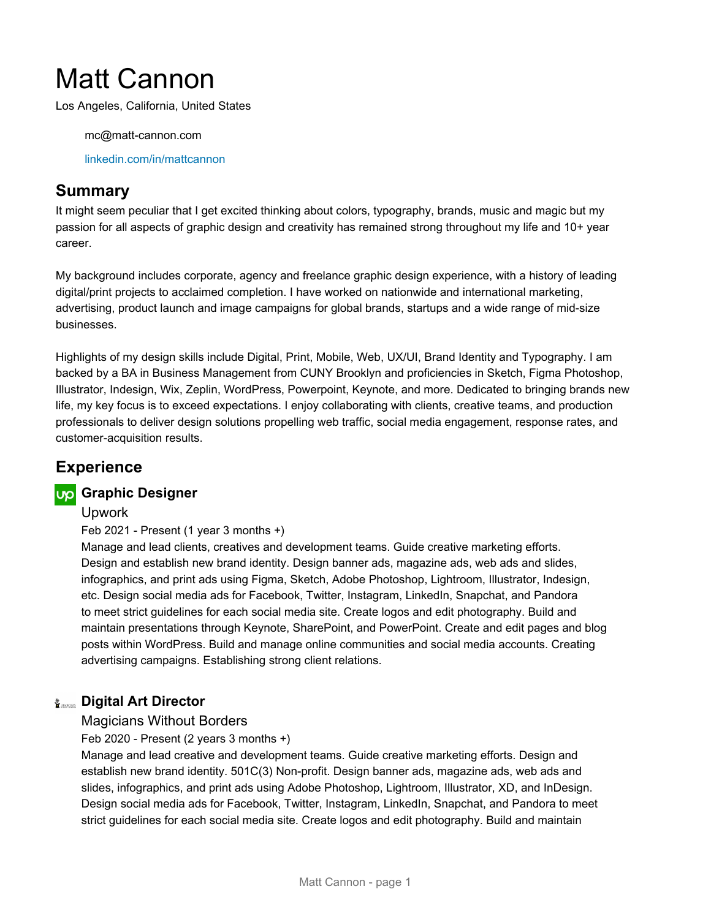# Matt Cannon

Los Angeles, California, United States

mc@matt-cannon.com

linkedin.com/in/mattcannon

## Summary

It might seem peculiar that I get excited thinking about colors, typography, brands, music and magic but my passion for all aspects of graphic design and creativity has remained strong throughout my life and 10+ year career.

My background includes corporate, agency and freelance graphic design experience, with a history of leading digital/print projects to acclaimed completion. I have worked on nationwide and international marketing, advertising, product launch and image campaigns for global brands, startups and a wide range of mid-size businesses.

Highlights of my design skills include Digital, Print, Mobile, Web, UX/UI, Brand Identity and Typography. I am backed by a BA in Business Management from CUNY Brooklyn and proficiencies in Sketch, Figma Photoshop, Illustrator, Indesign, Wix, Zeplin, WordPress, Powerpoint, Keynote, and more. Dedicated to bringing brands new life, my key focus is to exceed expectations. I enjoy collaborating with clients, creative teams, and production professionals to deliver design solutions propelling web traffic, social media engagement, response rates, and customer-acquisition results.

## Experience

### Graphic Designer

Upwork

Feb 2021 - Present (1 year 3 months +)

Manage and lead clients, creatives and development teams. Guide creative marketing efforts. Design and establish new brand identity. Design banner ads, magazine ads, web ads and slides, infographics, and print ads using Figma, Sketch, Adobe Photoshop, Lightroom, Illustrator, Indesign, etc. Design social media ads for Facebook, Twitter, Instagram, LinkedIn, Snapchat, and Pandora to meet strict guidelines for each social media site. Create logos and edit photography. Build and maintain presentations through Keynote, SharePoint, and PowerPoint. Create and edit pages and blog posts within WordPress. Build and manage online communities and social media accounts. Creating advertising campaigns. Establishing strong client relations.

### Digital Art Director

Magicians Without Borders

Feb 2020 - Present (2 years 3 months +)

Manage and lead creative and development teams. Guide creative marketing efforts. Design and establish new brand identity. 501C(3) Non-profit. Design banner ads, magazine ads, web ads and slides, infographics, and print ads using Adobe Photoshop, Lightroom, Illustrator, XD, and InDesign. Design social media ads for Facebook, Twitter, Instagram, LinkedIn, Snapchat, and Pandora to meet strict guidelines for each social media site. Create logos and edit photography. Build and maintain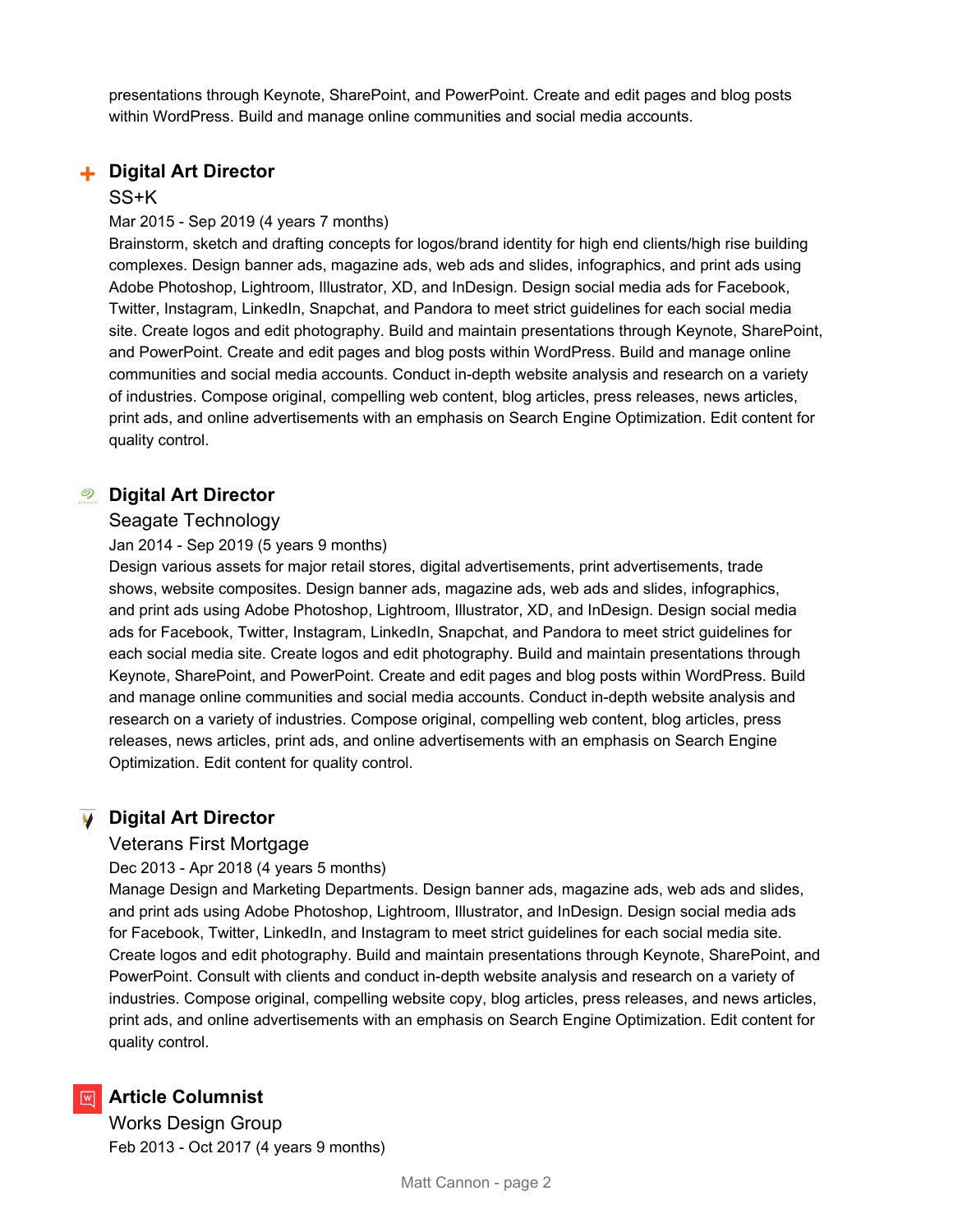presentations through Keynote, SharePoint, and PowerPoint. Create and edit pages and blog posts within WordPress. Build and manage online communities and social media accounts.

### Digital Art Director

SS+K

Mar 2015 - Sep 2019 (4 years 7 months)

Brainstorm, sketch and drafting concepts for logos/brand identity for high end clients/high rise building complexes. Design banner ads, magazine ads, web ads and slides, infographics, and print ads using Adobe Photoshop, Lightroom, Illustrator, XD, and InDesign. Design social media ads for Facebook, Twitter, Instagram, LinkedIn, Snapchat, and Pandora to meet strict guidelines for each social media site. Create logos and edit photography. Build and maintain presentations through Keynote, SharePoint, and PowerPoint. Create and edit pages and blog posts within WordPress. Build and manage online communities and social media accounts. Conduct in-depth website analysis and research on a variety of industries. Compose original, compelling web content, blog articles, press releases, news articles, print ads, and online advertisements with an emphasis on Search Engine Optimization. Edit content for quality control.

### Digital Art Director

Seagate Technology

Jan 2014 - Sep 2019 (5 years 9 months)

Design various assets for major retail stores, digital advertisements, print advertisements, trade shows, website composites. Design banner ads, magazine ads, web ads and slides, infographics, and print ads using Adobe Photoshop, Lightroom, Illustrator, XD, and InDesign. Design social media ads for Facebook, Twitter, Instagram, LinkedIn, Snapchat, and Pandora to meet strict guidelines for each social media site. Create logos and edit photography. Build and maintain presentations through Keynote, SharePoint, and PowerPoint. Create and edit pages and blog posts within WordPress. Build and manage online communities and social media accounts. Conduct in-depth website analysis and research on a variety of industries. Compose original, compelling web content, blog articles, press releases, news articles, print ads, and online advertisements with an emphasis on Search Engine Optimization. Edit content for quality control.

### Digital Art Director

Veterans First Mortgage

Dec 2013 - Apr 2018 (4 years 5 months)

Manage Design and Marketing Departments. Design banner ads, magazine ads, web ads and slides, and print ads using Adobe Photoshop, Lightroom, Illustrator, and InDesign. Design social media ads for Facebook, Twitter, LinkedIn, and Instagram to meet strict guidelines for each social media site. Create logos and edit photography. Build and maintain presentations through Keynote, SharePoint, and PowerPoint. Consult with clients and conduct in-depth website analysis and research on a variety of industries. Compose original, compelling website copy, blog articles, press releases, and news articles, print ads, and online advertisements with an emphasis on Search Engine Optimization. Edit content for quality control.

### Article Columnist

Works Design Group

Feb 2013 - Oct 2017 (4 years 9 months)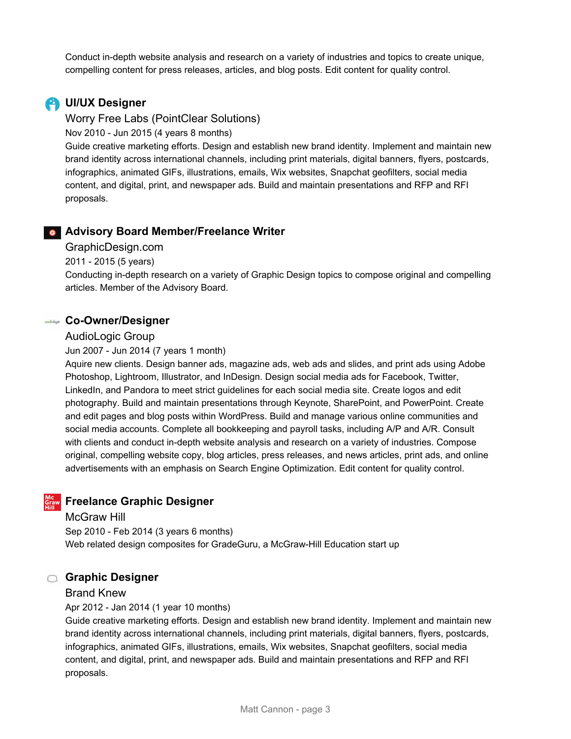Conduct in-depth website analysis and research on a variety of industries and topics to create unique, compelling content for press releases, articles, and blog posts. Edit content for quality control.

### UI/UX Designer

Worry Free Labs (PointClear Solutions)

Nov 2010 - Jun 2015 (4 years 8 months)

Guide creative marketing efforts. Design and establish new brand identity. Implement and maintain new brand identity across international channels, including print materials, digital banners, flyers, postcards, infographics, animated GIFs, illustrations, emails, Wix websites, Snapchat geofilters, social media content, and digital, print, and newspaper ads. Build and maintain presentations and RFP and RFI proposals.

### Advisory Board Member/Freelance Writer

GraphicDesign.com

2011 - 2015 (5 years)

Conducting in-depth research on a variety of Graphic Design topics to compose original and compelling articles. Member of the Advisory Board.

### Co-Owner/Designer

AudioLogic Group

Jun 2007 - Jun 2014 (7 years 1 month)

Aquire new clients. Design banner ads, magazine ads, web ads and slides, and print ads using Adobe Photoshop, Lightroom, Illustrator, and InDesign. Design social media ads for Facebook, Twitter, LinkedIn, and Pandora to meet strict guidelines for each social media site. Create logos and edit photography. Build and maintain presentations through Keynote, SharePoint, and PowerPoint. Create and edit pages and blog posts within WordPress. Build and manage various online communities and social media accounts. Complete all bookkeeping and payroll tasks, including A/P and A/R. Consult with clients and conduct in-depth website analysis and research on a variety of industries. Compose original, compelling website copy, blog articles, press releases, and news articles, print ads, and online advertisements with an emphasis on Search Engine Optimization. Edit content for quality control.

### Freelance Graphic Designer

McGraw Hill

Sep 2010 - Feb 2014 (3 years 6 months)

Web related design composites for GradeGuru, a McGraw-Hill Education start up

### Graphic Designer

Brand Knew

Apr 2012 - Jan 2014 (1 year 10 months)

Guide creative marketing efforts. Design and establish new brand identity. Implement and maintain new brand identity across international channels, including print materials, digital banners, flyers, postcards, infographics, animated GIFs, illustrations, emails, Wix websites, Snapchat geofilters, social media content, and digital, print, and newspaper ads. Build and maintain presentations and RFP and RFI proposals.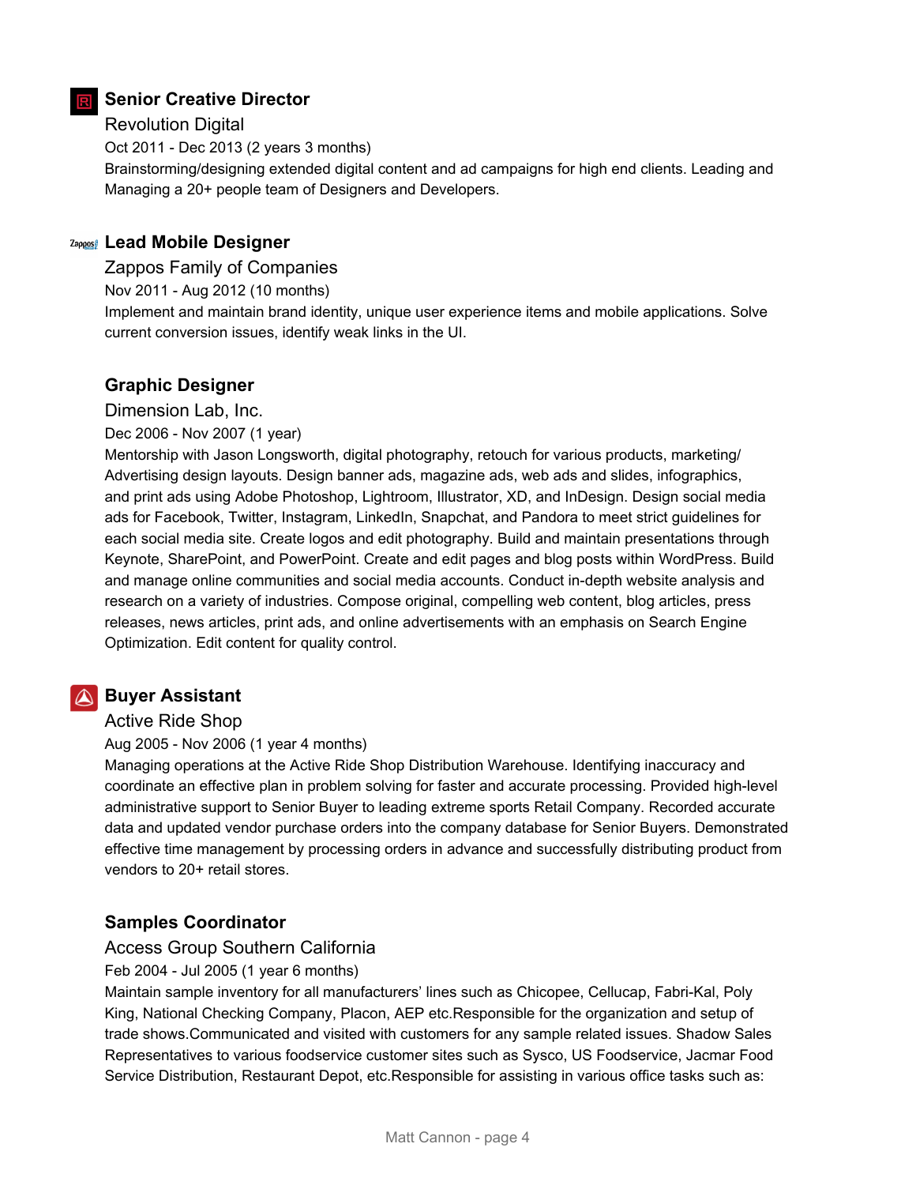### Senior Creative Director

Revolution Digital

Oct 2011 - Dec 2013 (2 years 3 months)

Brainstorming/designing extended digital content and ad campaigns for high end clients. Leading and Managing a 20+ people team of Designers and Developers.

### Lead Mobile Designer

Zappos Family of Companies

Nov 2011 - Aug 2012 (10 months)

Implement and maintain brand identity, unique user experience items and mobile applications. Solve current conversion issues, identify weak links in the UI.

### Graphic Designer

Dimension Lab, Inc.

Dec 2006 - Nov 2007 (1 year)

Mentorship with Jason Longsworth, digital photography, retouch for various products, marketing/ Advertising design layouts. Design banner ads, magazine ads, web ads and slides, infographics, and print ads using Adobe Photoshop, Lightroom, Illustrator, XD, and InDesign. Design social media ads for Facebook, Twitter, Instagram, LinkedIn, Snapchat, and Pandora to meet strict guidelines for each social media site. Create logos and edit photography. Build and maintain presentations through Keynote, SharePoint, and PowerPoint. Create and edit pages and blog posts within WordPress. Build and manage online communities and social media accounts. Conduct in-depth website analysis and research on a variety of industries. Compose original, compelling web content, blog articles, press releases, news articles, print ads, and online advertisements with an emphasis on Search Engine Optimization. Edit content for quality control.

### Buyer Assistant

Active Ride Shop

Aug 2005 - Nov 2006 (1 year 4 months)

Managing operations at the Active Ride Shop Distribution Warehouse. Identifying inaccuracy and coordinate an effective plan in problem solving for faster and accurate processing. Provided high-level administrative support to Senior Buyer to leading extreme sports Retail Company. Recorded accurate data and updated vendor purchase orders into the company database for Senior Buyers. Demonstrated effective time management by processing orders in advance and successfully distributing product from vendors to 20+ retail stores.

### Samples Coordinator

Access Group Southern California

Feb 2004 - Jul 2005 (1 year 6 months)

Maintain sample inventory for all manufacturers' lines such as Chicopee, Cellucap, Fabri-Kal, Poly King, National Checking Company, Placon, AEP etc.Responsible for the organization and setup of trade shows.Communicated and visited with customers for any sample related issues. Shadow Sales Representatives to various foodservice customer sites such as Sysco, US Foodservice, Jacmar Food Service Distribution, Restaurant Depot, etc.Responsible for assisting in various office tasks such as: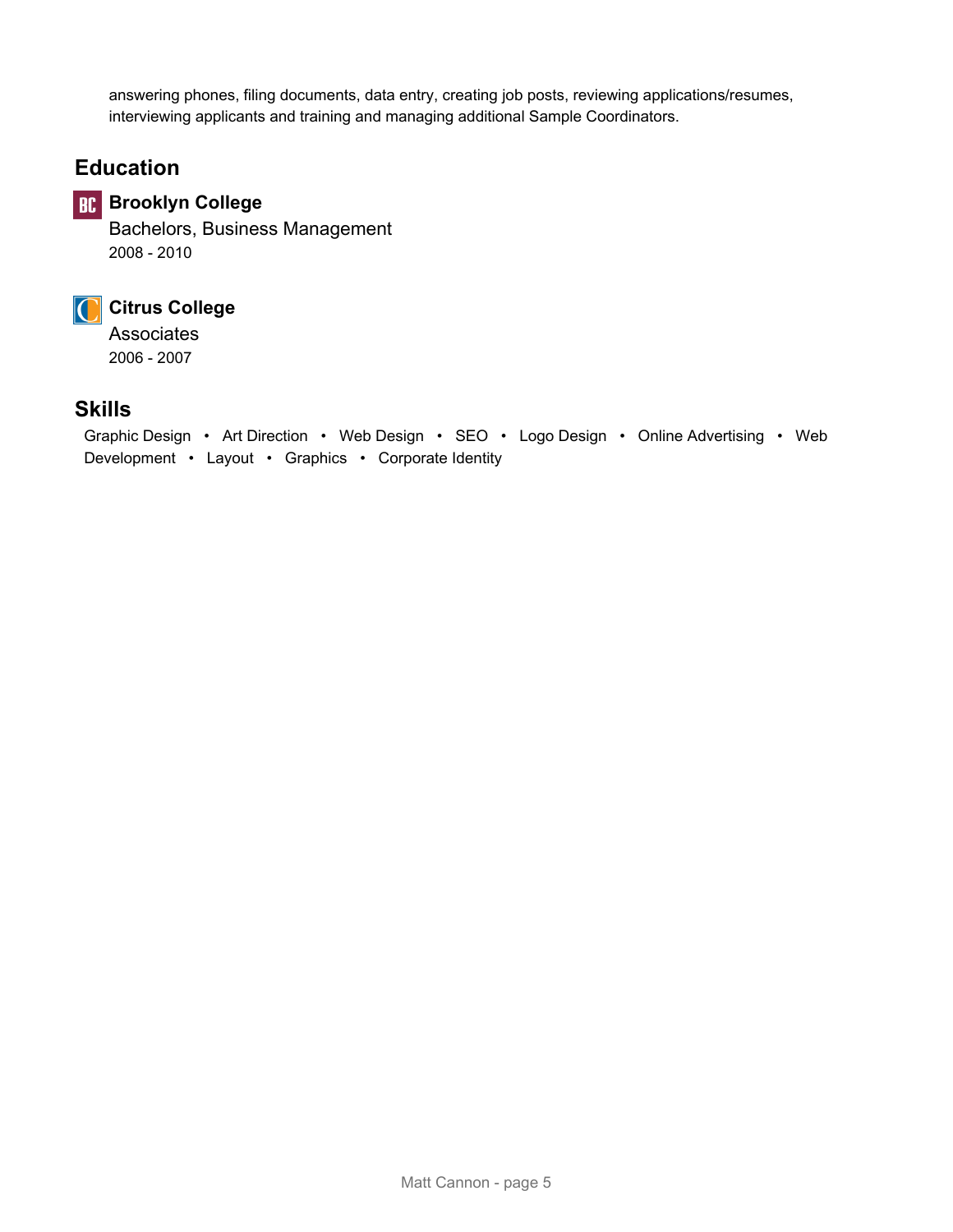answering phones, filing documents, data entry, creating job posts, reviewing applications/resumes, interviewing applicants and training and managing additional Sample Coordinators.

## Education

### Brooklyn College

Bachelors, Business Management

2008 - 2010

### Citrus College

Associates

2006 - 2007

## Skills

Graphic Design • Art Direction • Web Design • SEO • Logo Design • Online Advertising • Web Development • Layout • Graphics • Corporate Identity